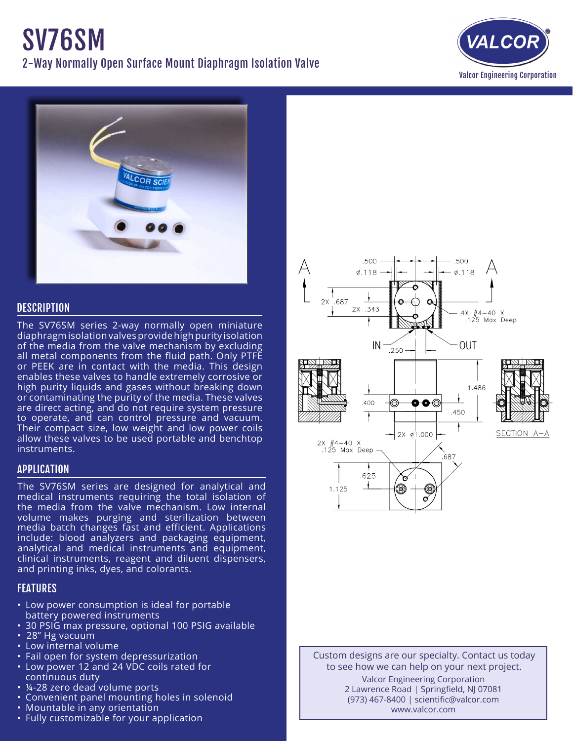# SV76SM

## 2-Way Normally Open Surface Mount Diaphragm Isolation Valve

Valcor Engineering Corporation

## DESCRIPTION

The SV76SM series 2-way normally open miniature diaphragm isolation valves provide high purity isolation of the media from the valve mechanism by excluding all metal components from the fluid path. Only PTFE or PEEK are in contact with the media. This design enables these valves to handle extremely corrosive or high purity liquids and gases without breaking down or contaminating the purity of the media. These valves are direct acting, and do not require system pressure to operate, and can control pressure and vacuum. Their compact size, low weight and low power coils allow these valves to be used portable and benchtop instruments.

## APPLICATION

The SV76SM series are designed for analytical and medical instruments requiring the total isolation of the media from the valve mechanism. Low internal volume makes purging and sterilization between media batch changes fast and efficient. Applications include: blood analyzers and packaging equipment, analytical and medical instruments and equipment, clinical instruments, reagent and diluent dispensers, and printing inks, dyes, and colorants.

## FEATURES

- Low power consumption is ideal for portable battery powered instruments
- 30 PSIG max pressure, optional 100 PSIG available
- 28" Hg vacuum
- Low internal volume
- Fail open for system depressurization
- Low power 12 and 24 VDC coils rated for continuous duty
- ¼-28 zero dead volume ports
- Convenient panel mounting holes in solenoid
- Mountable in any orientation
- Fully customizable for your application

A
.500
ø.118
.500
ø.118
A
2X .687
2X .343
4X #4-40 X .125 Max Deep
IN
.250
OUT
.400
1.486
.450
2X ø1.000
SECTION A-A
2X #4-40 X .125 Max Deep
.687
.625
1.125

Custom designs are our specialty. Contact us today to see how we can help on your next project.

Valcor Engineering Corporation
2 Lawrence Road | Springfield, NJ 07081
(973) 467-8400 | scientific@valcor.com
www.valcor.com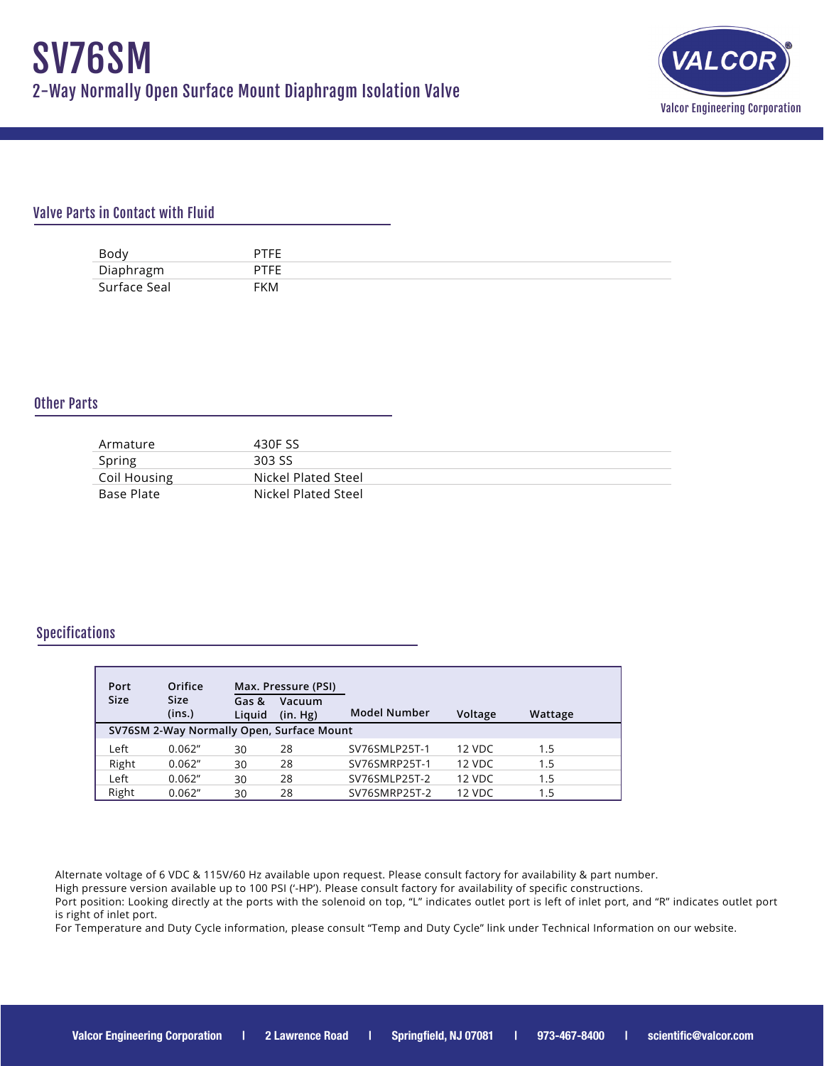# SV76SM

## 2-Way Normally Open Surface Mount Diaphragm Isolation Valve

Valcor Engineering Corporation

### Valve Parts in Contact with Fluid

| | |
|---|---|
| Body | PTFE |
| Diaphragm | PTFE |
| Surface Seal | FKM |

### Other Parts

| | |
|---|---|
| Armature | 430F SS |
| Spring | 303 SS |
| Coil Housing | Nickel Plated Steel |
| Base Plate | Nickel Plated Steel |

### Specifications

| Port Size | Orifice Size (ins.) | Max. Pressure (PSI) | | Model Number | Voltage | Wattage |
|---|---|---|---|---|---|---|
| | | Gas & Liquid | Vacuum (in. Hg) | | | |
| SV76SM 2-Way Normally Open, Surface Mount | | | | | | |
| Left | 0.062" | 30 | 28 | SV76SMLP25T-1 | 12 VDC | 1.5 |
| Right | 0.062" | 30 | 28 | SV76SMRP25T-1 | 12 VDC | 1.5 |
| Left | 0.062" | 30 | 28 | SV76SMLP25T-2 | 12 VDC | 1.5 |
| Right | 0.062" | 30 | 28 | SV76SMRP25T-2 | 12 VDC | 1.5 |

Alternate voltage of 6 VDC & 115V/60 Hz available upon request. Please consult factory for availability & part number.
High pressure version available up to 100 PSI ('-HP'). Please consult factory for availability of specific constructions.
Port position: Looking directly at the ports with the solenoid on top, "L" indicates outlet port is left of inlet port, and "R" indicates outlet port is right of inlet port.
For Temperature and Duty Cycle information, please consult "Temp and Duty Cycle" link under Technical Information on our website.

Valcor Engineering Corporation | 2 Lawrence Road | Springfield, NJ 07081 | 973-467-8400 | scientific@valcor.com